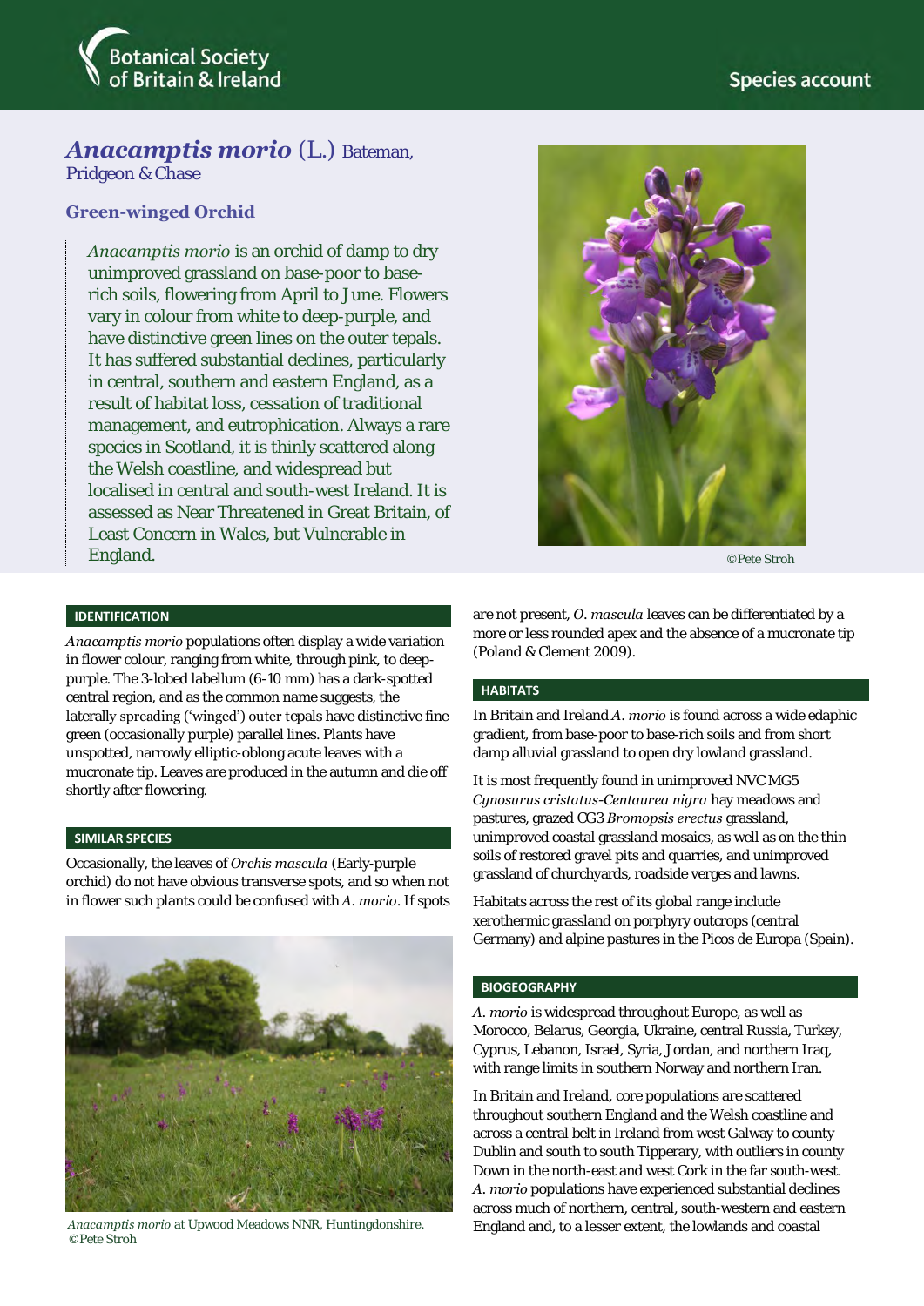# *Anacamptis morio* (L.) Bateman, Pridgeon & Chase

## Green-winged Orchid

*Anacamptis morio* is an orchid of damp to dry unimproved grassland on base-poor to base-rich soils, flowering from April to June. Flowers vary in colour from white to deep-purple, and have distinctive green lines on the outer tepals. It has suffered substantial declines, particularly in central, southern and eastern England, as a result of habitat loss, cessation of traditional management, and eutrophication. Always a rare species in Scotland, it is thinly scattered along the Welsh coastline, and widespread but localised in central and south-west Ireland. It is assessed as Near Threatened in Great Britain, of Least Concern in Wales, but Vulnerable in England.

©Pete Stroh

### IDENTIFICATION

*Anacamptis morio* populations often display a wide variation in flower colour, ranging from white, through pink, to deep-purple. The 3-lobed labellum (6-10 mm) has a dark-spotted central region, and as the common name suggests, the laterally spreading ('winged') outer tepals have distinctive fine green (occasionally purple) parallel lines. Plants have unspotted, narrowly elliptic-oblong acute leaves with a mucronate tip. Leaves are produced in the autumn and die off shortly after flowering.

### SIMILAR SPECIES

Occasionally, the leaves of *Orchis mascula* (Early-purple orchid) do not have obvious transverse spots, and so when not in flower such plants could be confused with *A. morio*. If spots are not present, *O. mascula* leaves can be differentiated by a more or less rounded apex and the absence of a mucronate tip (Poland & Clement 2009).

*Anacamptis morio* at Upwood Meadows NNR, Huntingdonshire. ©Pete Stroh

### HABITATS

In Britain and Ireland *A. morio* is found across a wide edaphic gradient, from base-poor to base-rich soils and from short damp alluvial grassland to open dry lowland grassland.

It is most frequently found in unimproved NVC MG5 *Cynosurus cristatus-Centaurea nigra* hay meadows and pastures, grazed CG3 *Bromopsis erectus* grassland, unimproved coastal grassland mosaics, as well as on the thin soils of restored gravel pits and quarries, and unimproved grassland of churchyards, roadside verges and lawns.

Habitats across the rest of its global range include xerothermic grassland on porphyry outcrops (central Germany) and alpine pastures in the Picos de Europa (Spain).

### BIOGEOGRAPHY

*A. morio* is widespread throughout Europe, as well as Morocco, Belarus, Georgia, Ukraine, central Russia, Turkey, Cyprus, Lebanon, Israel, Syria, Jordan, and northern Iraq, with range limits in southern Norway and northern Iran.

In Britain and Ireland, core populations are scattered throughout southern England and the Welsh coastline and across a central belt in Ireland from west Galway to county Dublin and south to south Tipperary, with outliers in county Down in the north-east and west Cork in the far south-west. *A. morio* populations have experienced substantial declines across much of northern, central, south-western and eastern England and, to a lesser extent, the lowlands and coastal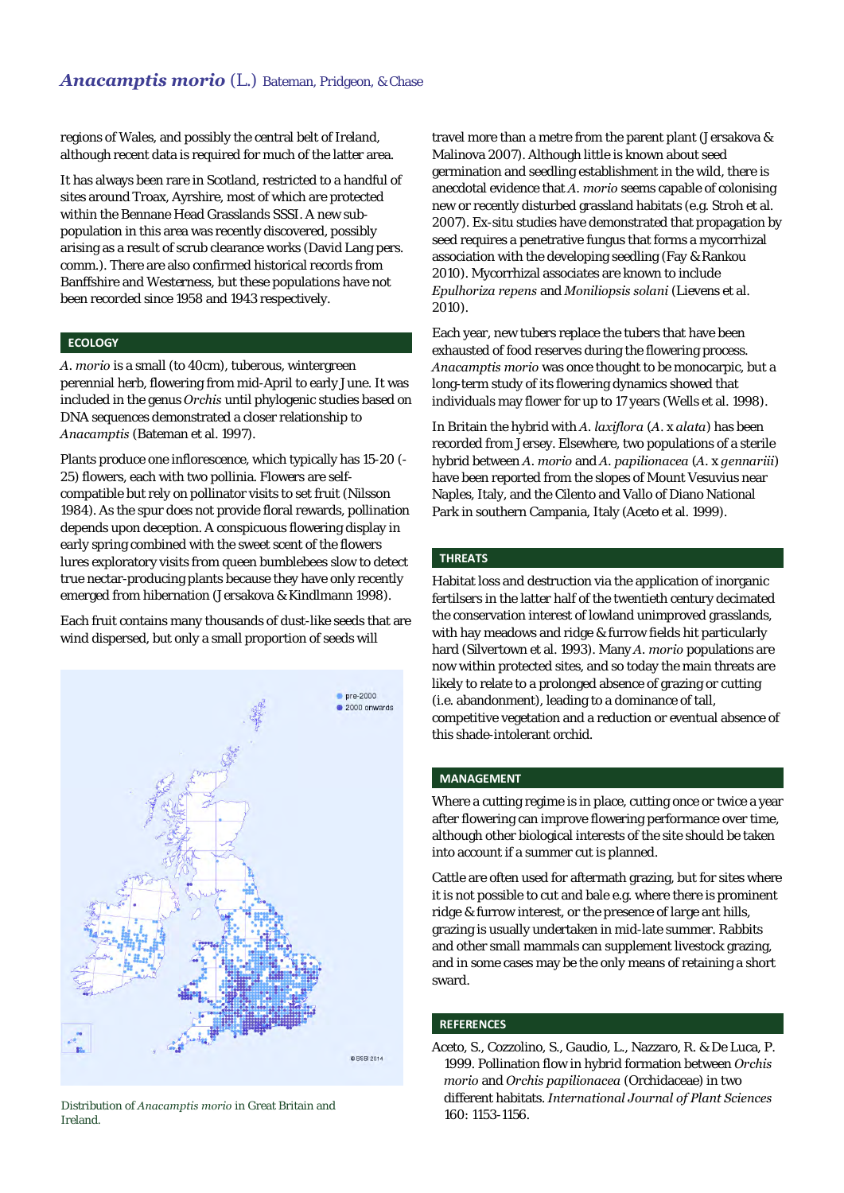regions of Wales, and possibly the central belt of Ireland, although recent data is required for much of the latter area.

It has always been rare in Scotland, restricted to a handful of sites around Troax, Ayrshire, most of which are protected within the Bennane Head Grasslands SSSI. A new sub-population in this area was recently discovered, possibly arising as a result of scrub clearance works (David Lang pers. comm.). There are also confirmed historical records from Banffshire and Westerness, but these populations have not been recorded since 1958 and 1943 respectively.

## ECOLOGY

*A. morio* is a small (to 40cm), tuberous, wintergreen perennial herb, flowering from mid-April to early June. It was included in the genus *Orchis* until phylogenic studies based on DNA sequences demonstrated a closer relationship to *Anacamptis* (Bateman et al. 1997).

Plants produce one inflorescence, which typically has 15-20 (-25) flowers, each with two pollinia. Flowers are self-compatible but rely on pollinator visits to set fruit (Nilsson 1984). As the spur does not provide floral rewards, pollination depends upon deception. A conspicuous flowering display in early spring combined with the sweet scent of the flowers lures exploratory visits from queen bumblebees slow to detect true nectar-producing plants because they have only recently emerged from hibernation (Jersakova & Kindlmann 1998).

Each fruit contains many thousands of dust-like seeds that are wind dispersed, but only a small proportion of seeds will travel more than a metre from the parent plant (Jersakova & Malinova 2007). Although little is known about seed germination and seedling establishment in the wild, there is anecdotal evidence that *A. morio* seems capable of colonising new or recently disturbed grassland habitats (e.g. Stroh et al. 2007). Ex-situ studies have demonstrated that propagation by seed requires a penetrative fungus that forms a mycorrhizal association with the developing seedling (Fay & Rankou 2010). Mycorrhizal associates are known to include *Epulhoriza repens* and *Moniliopsis solani* (Lievens et al. 2010).

Each year, new tubers replace the tubers that have been exhausted of food reserves during the flowering process. *Anacamptis morio* was once thought to be monocarpic, but a long-term study of its flowering dynamics showed that individuals may flower for up to 17 years (Wells et al. 1998).

In Britain the hybrid with *A. laxiflora* (*A.* x *alata*) has been recorded from Jersey. Elsewhere, two populations of a sterile hybrid between *A. morio* and *A. papilionacea* (*A.* x *gennariii*) have been reported from the slopes of Mount Vesuvius near Naples, Italy, and the Cilento and Vallo of Diano National Park in southern Campania, Italy (Aceto et al. 1999).

Distribution of *Anacamptis morio* in Great Britain and Ireland.

## THREATS

Habitat loss and destruction via the application of inorganic fertilsers in the latter half of the twentieth century decimated the conservation interest of lowland unimproved grasslands, with hay meadows and ridge & furrow fields hit particularly hard (Silvertown et al. 1993). Many *A. morio* populations are now within protected sites, and so today the main threats are likely to relate to a prolonged absence of grazing or cutting (i.e. abandonment), leading to a dominance of tall, competitive vegetation and a reduction or eventual absence of this shade-intolerant orchid.

## MANAGEMENT

Where a cutting regime is in place, cutting once or twice a year after flowering can improve flowering performance over time, although other biological interests of the site should be taken into account if a summer cut is planned.

Cattle are often used for aftermath grazing, but for sites where it is not possible to cut and bale e.g. where there is prominent ridge & furrow interest, or the presence of large ant hills, grazing is usually undertaken in mid-late summer. Rabbits and other small mammals can supplement livestock grazing, and in some cases may be the only means of retaining a short sward.

## REFERENCES

Aceto, S., Cozzolino, S., Gaudio, L., Nazzaro, R. & De Luca, P. 1999. Pollination flow in hybrid formation between *Orchis morio* and *Orchis papilionacea* (Orchidaceae) in two different habitats. *International Journal of Plant Sciences* 160: 1153-1156.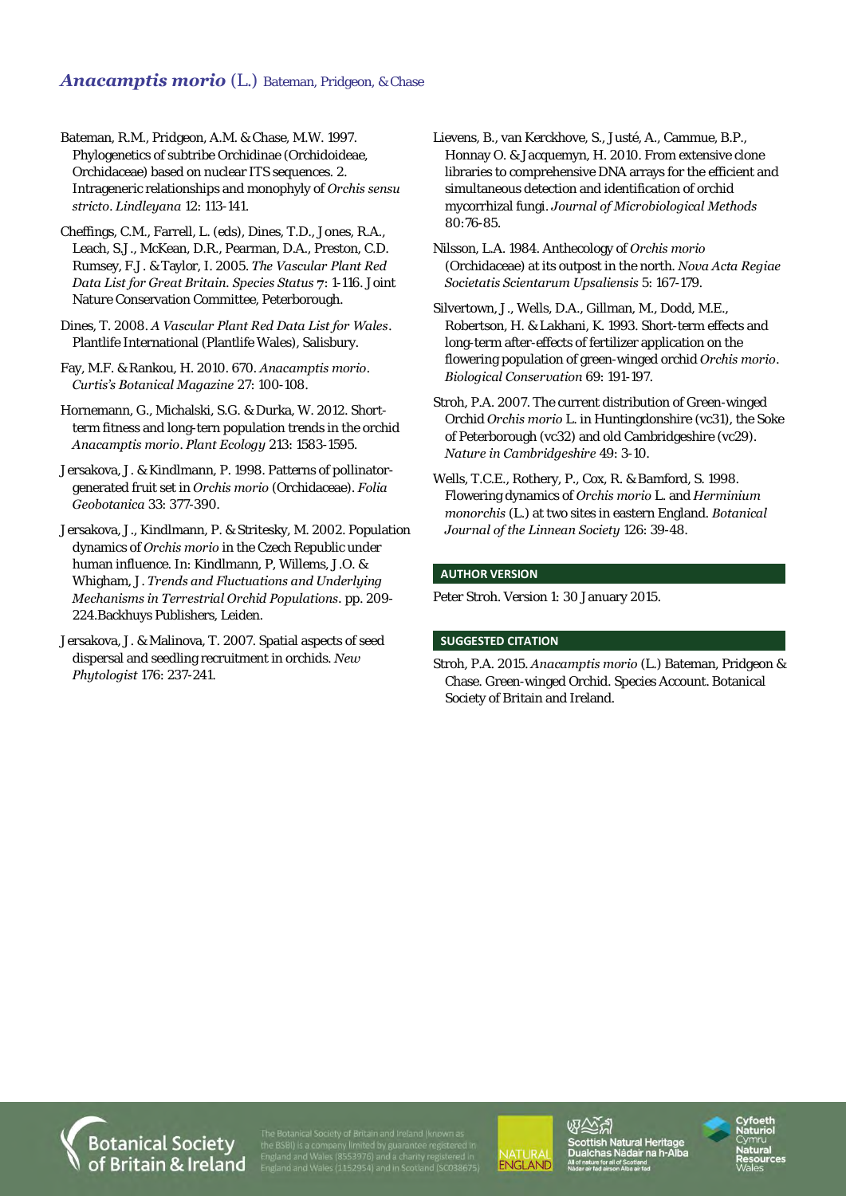Bateman, R.M., Pridgeon, A.M. & Chase, M.W. 1997. Phylogenetics of subtribe Orchidinae (Orchidoideae, Orchidaceae) based on nuclear ITS sequences. 2. Intrageneric relationships and monophyly of *Orchis sensu stricto*. *Lindleyana* 12: 113-141.

Cheffings, C.M., Farrell, L. (eds), Dines, T.D., Jones, R.A., Leach, S.J., McKean, D.R., Pearman, D.A., Preston, C.D. Rumsey, F.J. & Taylor, I. 2005. *The Vascular Plant Red Data List for Great Britain. Species Status* 7: 1-116. Joint Nature Conservation Committee, Peterborough.

Dines, T. 2008. *A Vascular Plant Red Data List for Wales*. Plantlife International (Plantlife Wales), Salisbury.

Fay, M.F. & Rankou, H. 2010. 670. *Anacamptis morio*. *Curtis's Botanical Magazine* 27: 100-108.

Hornemann, G., Michalski, S.G. & Durka, W. 2012. Short-term fitness and long-tern population trends in the orchid *Anacamptis morio*. *Plant Ecology* 213: 1583-1595.

Jersakova, J. & Kindlmann, P. 1998. Patterns of pollinator-generated fruit set in *Orchis morio* (Orchidaceae). *Folia Geobotanica* 33: 377-390.

Jersakova, J., Kindlmann, P. & Stritesky, M. 2002. Population dynamics of *Orchis morio* in the Czech Republic under human influence. In: Kindlmann, P, Willems, J.O. & Whigham, J. *Trends and Fluctuations and Underlying Mechanisms in Terrestrial Orchid Populations*. pp. 209-224.Backhuys Publishers, Leiden.

Jersakova, J. & Malinova, T. 2007. Spatial aspects of seed dispersal and seedling recruitment in orchids. *New Phytologist* 176: 237-241.

Lievens, B., van Kerckhove, S., Justé, A., Cammue, B.P., Honnay O. & Jacquemyn, H. 2010. From extensive clone libraries to comprehensive DNA arrays for the efficient and simultaneous detection and identification of orchid mycorrhizal fungi. *Journal of Microbiological Methods* 80:76-85.

Nilsson, L.A. 1984. Anthecology of *Orchis morio* (Orchidaceae) at its outpost in the north. *Nova Acta Regiae Societatis Scientarum Upsaliensis* 5: 167-179.

Silvertown, J., Wells, D.A., Gillman, M., Dodd, M.E., Robertson, H. & Lakhani, K. 1993. Short-term effects and long-term after-effects of fertilizer application on the flowering population of green-winged orchid *Orchis morio*. *Biological Conservation* 69: 191-197.

Stroh, P.A. 2007. The current distribution of Green-winged Orchid *Orchis morio* L. in Huntingdonshire (vc31), the Soke of Peterborough (vc32) and old Cambridgeshire (vc29). *Nature in Cambridgeshire* 49: 3-10.

Wells, T.C.E., Rothery, P., Cox, R. & Bamford, S. 1998. Flowering dynamics of *Orchis morio* L. and *Herminium monorchis* (L.) at two sites in eastern England. *Botanical Journal of the Linnean Society* 126: 39-48.

## AUTHOR VERSION

Peter Stroh. Version 1: 30 January 2015.

## SUGGESTED CITATION

Stroh, P.A. 2015. *Anacamptis morio* (L.) Bateman, Pridgeon & Chase. Green-winged Orchid. Species Account. Botanical Society of Britain and Ireland.

The Botanical Society of Britain and Ireland (known as the BSBI) is a company limited by guarantee registered in England and Wales (8553976) and a charity registered in England and Wales (1152954) and in Scotland (SC038675)